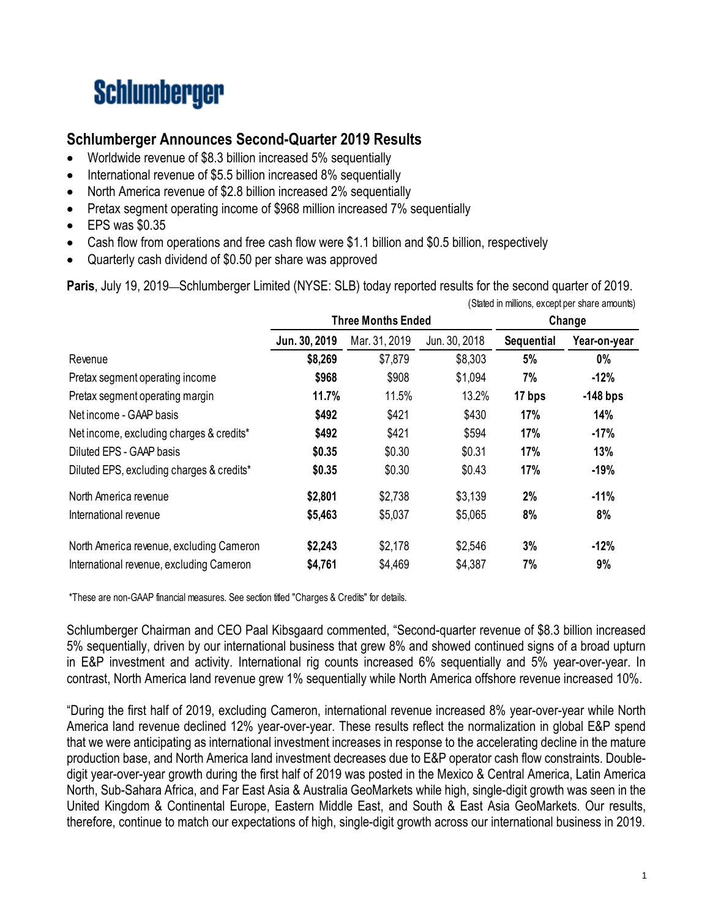# Schlumberger

## Schlumberger Announces Second-Quarter 2019 Results

- Worldwide revenue of $8.3 billion increased 5% sequentially
- International revenue of $5.5 billion increased 8% sequentially
- North America revenue of $2.8 billion increased 2% sequentially
- Pretax segment operating income of $968 million increased 7% sequentially
- EPS was $0.35
- Cash flow from operations and free cash flow were $1.1 billion and $0.5 billion, respectively
- Quarterly cash dividend of $0.50 per share was approved

**Paris**, July 19, 2019—Schlumberger Limited (NYSE: SLB) today reported results for the second quarter of 2019.

(Stated in millions, except per share amounts)

| | Three Months Ended | | | Change | |
|---|---|---|---|---|---|
| | **Jun. 30, 2019** | Mar. 31, 2019 | Jun. 30, 2018 | **Sequential** | **Year-on-year** |
| Revenue | **$8,269** | $7,879 | $8,303 | **5%** | **0%** |
| Pretax segment operating income | **$968** | $908 | $1,094 | **7%** | **-12%** |
| Pretax segment operating margin | **11.7%** | 11.5% | 13.2% | **17 bps** | **-148 bps** |
| Net income - GAAP basis | **$492** | $421 | $430 | **17%** | **14%** |
| Net income, excluding charges & credits* | **$492** | $421 | $594 | **17%** | **-17%** |
| Diluted EPS - GAAP basis | **$0.35** | $0.30 | $0.31 | **17%** | **13%** |
| Diluted EPS, excluding charges & credits* | **$0.35** | $0.30 | $0.43 | **17%** | **-19%** |
| North America revenue | **$2,801** | $2,738 | $3,139 | **2%** | **-11%** |
| International revenue | **$5,463** | $5,037 | $5,065 | **8%** | **8%** |
| North America revenue, excluding Cameron | **$2,243** | $2,178 | $2,546 | **3%** | **-12%** |
| International revenue, excluding Cameron | **$4,761** | $4,469 | $4,387 | **7%** | **9%** |

*These are non-GAAP financial measures. See section titled "Charges & Credits" for details.

Schlumberger Chairman and CEO Paal Kibsgaard commented, "Second-quarter revenue of $8.3 billion increased 5% sequentially, driven by our international business that grew 8% and showed continued signs of a broad upturn in E&P investment and activity. International rig counts increased 6% sequentially and 5% year-over-year. In contrast, North America land revenue grew 1% sequentially while North America offshore revenue increased 10%.

"During the first half of 2019, excluding Cameron, international revenue increased 8% year-over-year while North America land revenue declined 12% year-over-year. These results reflect the normalization in global E&P spend that we were anticipating as international investment increases in response to the accelerating decline in the mature production base, and North America land investment decreases due to E&P operator cash flow constraints. Double-digit year-over-year growth during the first half of 2019 was posted in the Mexico & Central America, Latin America North, Sub-Sahara Africa, and Far East Asia & Australia GeoMarkets while high, single-digit growth was seen in the United Kingdom & Continental Europe, Eastern Middle East, and South & East Asia GeoMarkets. Our results, therefore, continue to match our expectations of high, single-digit growth across our international business in 2019.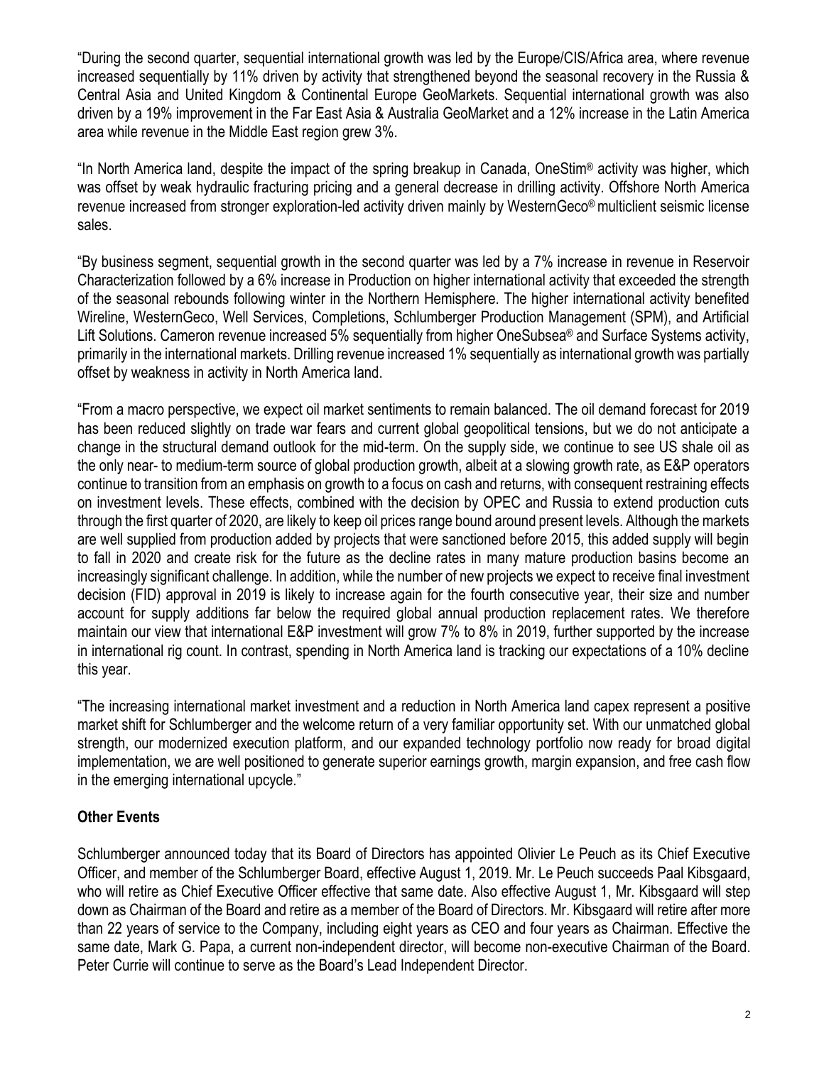"During the second quarter, sequential international growth was led by the Europe/CIS/Africa area, where revenue increased sequentially by 11% driven by activity that strengthened beyond the seasonal recovery in the Russia & Central Asia and United Kingdom & Continental Europe GeoMarkets. Sequential international growth was also driven by a 19% improvement in the Far East Asia & Australia GeoMarket and a 12% increase in the Latin America area while revenue in the Middle East region grew 3%.

"In North America land, despite the impact of the spring breakup in Canada, OneStim® activity was higher, which was offset by weak hydraulic fracturing pricing and a general decrease in drilling activity. Offshore North America revenue increased from stronger exploration-led activity driven mainly by WesternGeco® multiclient seismic license sales.

"By business segment, sequential growth in the second quarter was led by a 7% increase in revenue in Reservoir Characterization followed by a 6% increase in Production on higher international activity that exceeded the strength of the seasonal rebounds following winter in the Northern Hemisphere. The higher international activity benefited Wireline, WesternGeco, Well Services, Completions, Schlumberger Production Management (SPM), and Artificial Lift Solutions. Cameron revenue increased 5% sequentially from higher OneSubsea® and Surface Systems activity, primarily in the international markets. Drilling revenue increased 1% sequentially as international growth was partially offset by weakness in activity in North America land.

"From a macro perspective, we expect oil market sentiments to remain balanced. The oil demand forecast for 2019 has been reduced slightly on trade war fears and current global geopolitical tensions, but we do not anticipate a change in the structural demand outlook for the mid-term. On the supply side, we continue to see US shale oil as the only near- to medium-term source of global production growth, albeit at a slowing growth rate, as E&P operators continue to transition from an emphasis on growth to a focus on cash and returns, with consequent restraining effects on investment levels. These effects, combined with the decision by OPEC and Russia to extend production cuts through the first quarter of 2020, are likely to keep oil prices range bound around present levels. Although the markets are well supplied from production added by projects that were sanctioned before 2015, this added supply will begin to fall in 2020 and create risk for the future as the decline rates in many mature production basins become an increasingly significant challenge. In addition, while the number of new projects we expect to receive final investment decision (FID) approval in 2019 is likely to increase again for the fourth consecutive year, their size and number account for supply additions far below the required global annual production replacement rates. We therefore maintain our view that international E&P investment will grow 7% to 8% in 2019, further supported by the increase in international rig count. In contrast, spending in North America land is tracking our expectations of a 10% decline this year.

"The increasing international market investment and a reduction in North America land capex represent a positive market shift for Schlumberger and the welcome return of a very familiar opportunity set. With our unmatched global strength, our modernized execution platform, and our expanded technology portfolio now ready for broad digital implementation, we are well positioned to generate superior earnings growth, margin expansion, and free cash flow in the emerging international upcycle."

## Other Events

Schlumberger announced today that its Board of Directors has appointed Olivier Le Peuch as its Chief Executive Officer, and member of the Schlumberger Board, effective August 1, 2019. Mr. Le Peuch succeeds Paal Kibsgaard, who will retire as Chief Executive Officer effective that same date. Also effective August 1, Mr. Kibsgaard will step down as Chairman of the Board and retire as a member of the Board of Directors. Mr. Kibsgaard will retire after more than 22 years of service to the Company, including eight years as CEO and four years as Chairman. Effective the same date, Mark G. Papa, a current non-independent director, will become non-executive Chairman of the Board. Peter Currie will continue to serve as the Board's Lead Independent Director.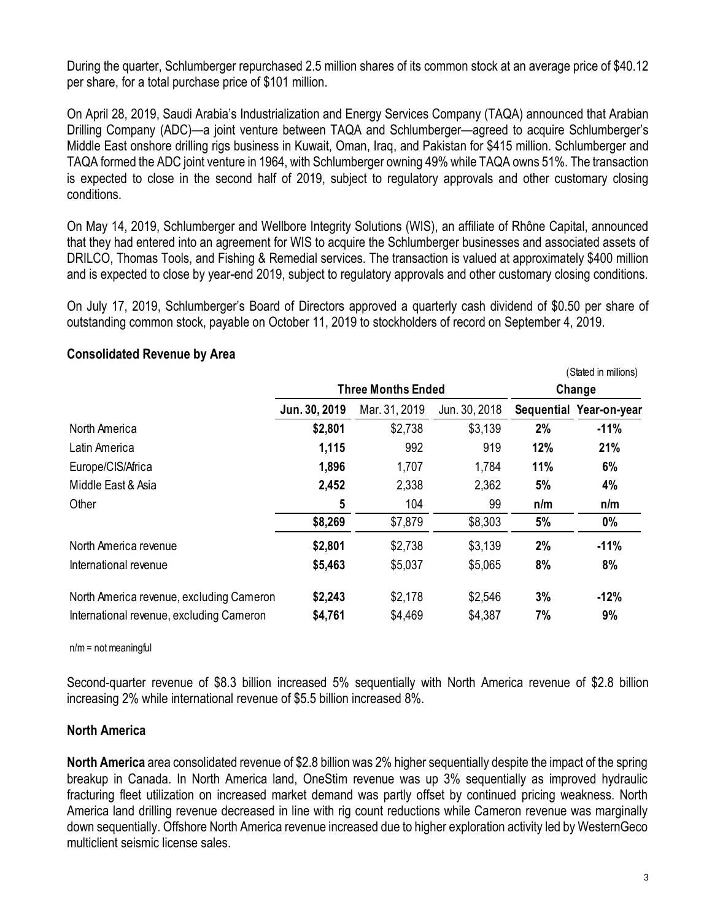During the quarter, Schlumberger repurchased 2.5 million shares of its common stock at an average price of $40.12 per share, for a total purchase price of $101 million.

On April 28, 2019, Saudi Arabia's Industrialization and Energy Services Company (TAQA) announced that Arabian Drilling Company (ADC)—a joint venture between TAQA and Schlumberger—agreed to acquire Schlumberger's Middle East onshore drilling rigs business in Kuwait, Oman, Iraq, and Pakistan for $415 million. Schlumberger and TAQA formed the ADC joint venture in 1964, with Schlumberger owning 49% while TAQA owns 51%. The transaction is expected to close in the second half of 2019, subject to regulatory approvals and other customary closing conditions.

On May 14, 2019, Schlumberger and Wellbore Integrity Solutions (WIS), an affiliate of Rhône Capital, announced that they had entered into an agreement for WIS to acquire the Schlumberger businesses and associated assets of DRILCO, Thomas Tools, and Fishing & Remedial services. The transaction is valued at approximately $400 million and is expected to close by year-end 2019, subject to regulatory approvals and other customary closing conditions.

On July 17, 2019, Schlumberger's Board of Directors approved a quarterly cash dividend of $0.50 per share of outstanding common stock, payable on October 11, 2019 to stockholders of record on September 4, 2019.

## Consolidated Revenue by Area

(Stated in millions)

| | Three Months Ended | | | Change | |
|---|---|---|---|---|---|
| | **Jun. 30, 2019** | Mar. 31, 2019 | Jun. 30, 2018 | **Sequential** | **Year-on-year** |
| North America | **$2,801** | $2,738 | $3,139 | **2%** | **-11%** |
| Latin America | **1,115** | 992 | 919 | **12%** | **21%** |
| Europe/CIS/Africa | **1,896** | 1,707 | 1,784 | **11%** | **6%** |
| Middle East & Asia | **2,452** | 2,338 | 2,362 | **5%** | **4%** |
| Other | **5** | 104 | 99 | **n/m** | **n/m** |
| | **$8,269** | $7,879 | $8,303 | **5%** | **0%** |
| North America revenue | **$2,801** | $2,738 | $3,139 | **2%** | **-11%** |
| International revenue | **$5,463** | $5,037 | $5,065 | **8%** | **8%** |
| North America revenue, excluding Cameron | **$2,243** | $2,178 | $2,546 | **3%** | **-12%** |
| International revenue, excluding Cameron | **$4,761** | $4,469 | $4,387 | **7%** | **9%** |

n/m = not meaningful

Second-quarter revenue of $8.3 billion increased 5% sequentially with North America revenue of $2.8 billion increasing 2% while international revenue of $5.5 billion increased 8%.

## North America

**North America** area consolidated revenue of $2.8 billion was 2% higher sequentially despite the impact of the spring breakup in Canada. In North America land, OneStim revenue was up 3% sequentially as improved hydraulic fracturing fleet utilization on increased market demand was partly offset by continued pricing weakness. North America land drilling revenue decreased in line with rig count reductions while Cameron revenue was marginally down sequentially. Offshore North America revenue increased due to higher exploration activity led by WesternGeco multiclient seismic license sales.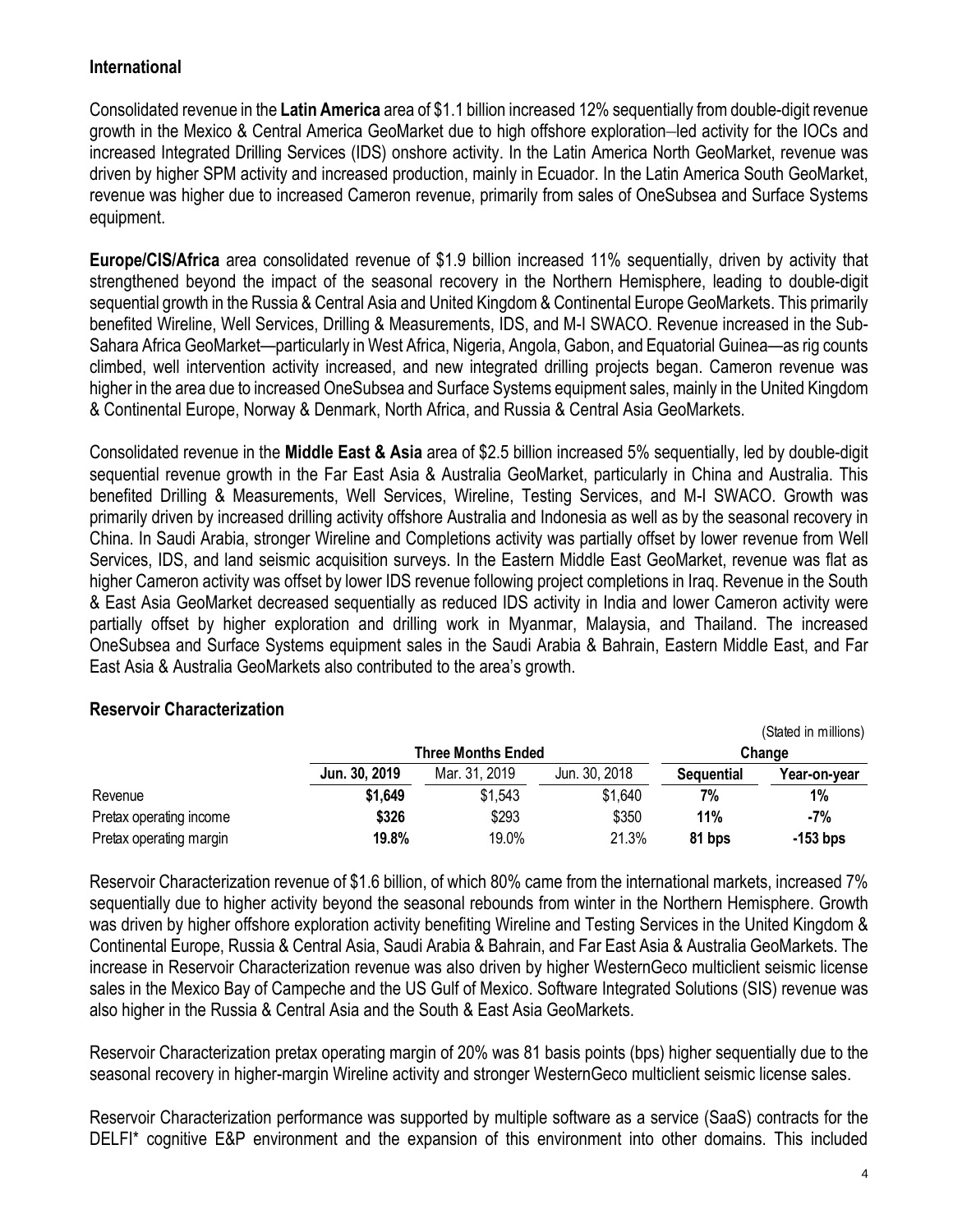## International

Consolidated revenue in the **Latin America** area of $1.1 billion increased 12% sequentially from double-digit revenue growth in the Mexico & Central America GeoMarket due to high offshore exploration–led activity for the IOCs and increased Integrated Drilling Services (IDS) onshore activity. In the Latin America North GeoMarket, revenue was driven by higher SPM activity and increased production, mainly in Ecuador. In the Latin America South GeoMarket, revenue was higher due to increased Cameron revenue, primarily from sales of OneSubsea and Surface Systems equipment.

**Europe/CIS/Africa** area consolidated revenue of $1.9 billion increased 11% sequentially, driven by activity that strengthened beyond the impact of the seasonal recovery in the Northern Hemisphere, leading to double-digit sequential growth in the Russia & Central Asia and United Kingdom & Continental Europe GeoMarkets. This primarily benefited Wireline, Well Services, Drilling & Measurements, IDS, and M-I SWACO. Revenue increased in the Sub-Sahara Africa GeoMarket—particularly in West Africa, Nigeria, Angola, Gabon, and Equatorial Guinea—as rig counts climbed, well intervention activity increased, and new integrated drilling projects began. Cameron revenue was higher in the area due to increased OneSubsea and Surface Systems equipment sales, mainly in the United Kingdom & Continental Europe, Norway & Denmark, North Africa, and Russia & Central Asia GeoMarkets.

Consolidated revenue in the **Middle East & Asia** area of $2.5 billion increased 5% sequentially, led by double-digit sequential revenue growth in the Far East Asia & Australia GeoMarket, particularly in China and Australia. This benefited Drilling & Measurements, Well Services, Wireline, Testing Services, and M-I SWACO. Growth was primarily driven by increased drilling activity offshore Australia and Indonesia as well as by the seasonal recovery in China. In Saudi Arabia, stronger Wireline and Completions activity was partially offset by lower revenue from Well Services, IDS, and land seismic acquisition surveys. In the Eastern Middle East GeoMarket, revenue was flat as higher Cameron activity was offset by lower IDS revenue following project completions in Iraq. Revenue in the South & East Asia GeoMarket decreased sequentially as reduced IDS activity in India and lower Cameron activity were partially offset by higher exploration and drilling work in Myanmar, Malaysia, and Thailand. The increased OneSubsea and Surface Systems equipment sales in the Saudi Arabia & Bahrain, Eastern Middle East, and Far East Asia & Australia GeoMarkets also contributed to the area's growth.

## Reservoir Characterization

(Stated in millions)

| | Three Months Ended | | | Change | |
|---|---|---|---|---|---|
| | **Jun. 30, 2019** | Mar. 31, 2019 | Jun. 30, 2018 | **Sequential** | **Year-on-year** |
| Revenue | **$1,649** | $1,543 | $1,640 | **7%** | **1%** |
| Pretax operating income | **$326** | $293 | $350 | **11%** | **-7%** |
| Pretax operating margin | **19.8%** | 19.0% | 21.3% | **81 bps** | **-153 bps** |

Reservoir Characterization revenue of $1.6 billion, of which 80% came from the international markets, increased 7% sequentially due to higher activity beyond the seasonal rebounds from winter in the Northern Hemisphere. Growth was driven by higher offshore exploration activity benefiting Wireline and Testing Services in the United Kingdom & Continental Europe, Russia & Central Asia, Saudi Arabia & Bahrain, and Far East Asia & Australia GeoMarkets. The increase in Reservoir Characterization revenue was also driven by higher WesternGeco multiclient seismic license sales in the Mexico Bay of Campeche and the US Gulf of Mexico. Software Integrated Solutions (SIS) revenue was also higher in the Russia & Central Asia and the South & East Asia GeoMarkets.

Reservoir Characterization pretax operating margin of 20% was 81 basis points (bps) higher sequentially due to the seasonal recovery in higher-margin Wireline activity and stronger WesternGeco multiclient seismic license sales.

Reservoir Characterization performance was supported by multiple software as a service (SaaS) contracts for the DELFI* cognitive E&P environment and the expansion of this environment into other domains. This included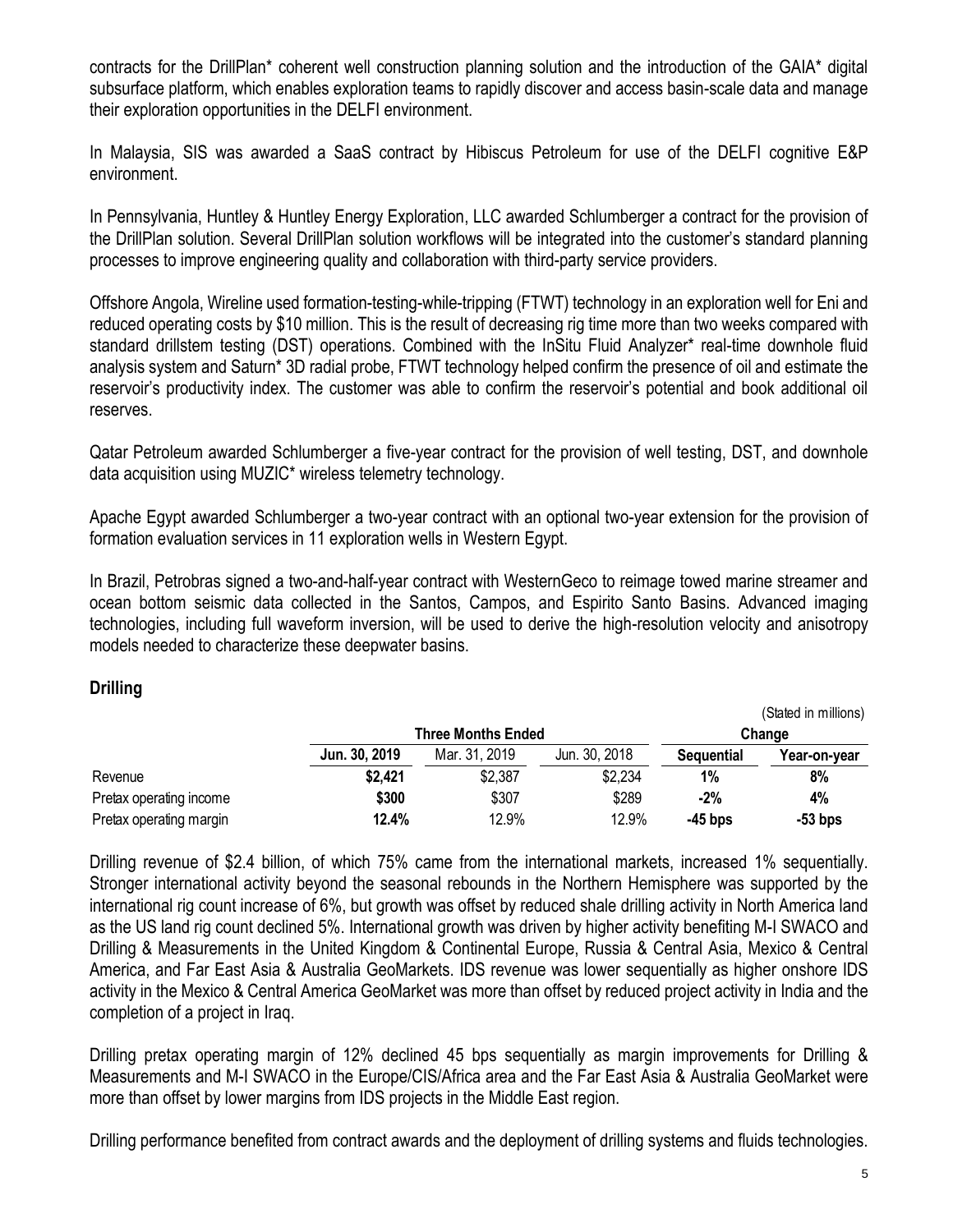contracts for the DrillPlan* coherent well construction planning solution and the introduction of the GAIA* digital subsurface platform, which enables exploration teams to rapidly discover and access basin-scale data and manage their exploration opportunities in the DELFI environment.

In Malaysia, SIS was awarded a SaaS contract by Hibiscus Petroleum for use of the DELFI cognitive E&P environment.

In Pennsylvania, Huntley & Huntley Energy Exploration, LLC awarded Schlumberger a contract for the provision of the DrillPlan solution. Several DrillPlan solution workflows will be integrated into the customer's standard planning processes to improve engineering quality and collaboration with third-party service providers.

Offshore Angola, Wireline used formation-testing-while-tripping (FTWT) technology in an exploration well for Eni and reduced operating costs by $10 million. This is the result of decreasing rig time more than two weeks compared with standard drillstem testing (DST) operations. Combined with the InSitu Fluid Analyzer* real-time downhole fluid analysis system and Saturn* 3D radial probe, FTWT technology helped confirm the presence of oil and estimate the reservoir's productivity index. The customer was able to confirm the reservoir's potential and book additional oil reserves.

Qatar Petroleum awarded Schlumberger a five-year contract for the provision of well testing, DST, and downhole data acquisition using MUZIC* wireless telemetry technology.

Apache Egypt awarded Schlumberger a two-year contract with an optional two-year extension for the provision of formation evaluation services in 11 exploration wells in Western Egypt.

In Brazil, Petrobras signed a two-and-half-year contract with WesternGeco to reimage towed marine streamer and ocean bottom seismic data collected in the Santos, Campos, and Espirito Santo Basins. Advanced imaging technologies, including full waveform inversion, will be used to derive the high-resolution velocity and anisotropy models needed to characterize these deepwater basins.

## Drilling

(Stated in millions)

| | Three Months Ended | | | Change | |
|---|---|---|---|---|---|
| | **Jun. 30, 2019** | Mar. 31, 2019 | Jun. 30, 2018 | **Sequential** | **Year-on-year** |
| Revenue | **$2,421** | $2,387 | $2,234 | **1%** | **8%** |
| Pretax operating income | **$300** | $307 | $289 | **-2%** | **4%** |
| Pretax operating margin | **12.4%** | 12.9% | 12.9% | **-45 bps** | **-53 bps** |

Drilling revenue of $2.4 billion, of which 75% came from the international markets, increased 1% sequentially. Stronger international activity beyond the seasonal rebounds in the Northern Hemisphere was supported by the international rig count increase of 6%, but growth was offset by reduced shale drilling activity in North America land as the US land rig count declined 5%. International growth was driven by higher activity benefiting M-I SWACO and Drilling & Measurements in the United Kingdom & Continental Europe, Russia & Central Asia, Mexico & Central America, and Far East Asia & Australia GeoMarkets. IDS revenue was lower sequentially as higher onshore IDS activity in the Mexico & Central America GeoMarket was more than offset by reduced project activity in India and the completion of a project in Iraq.

Drilling pretax operating margin of 12% declined 45 bps sequentially as margin improvements for Drilling & Measurements and M-I SWACO in the Europe/CIS/Africa area and the Far East Asia & Australia GeoMarket were more than offset by lower margins from IDS projects in the Middle East region.

Drilling performance benefited from contract awards and the deployment of drilling systems and fluids technologies.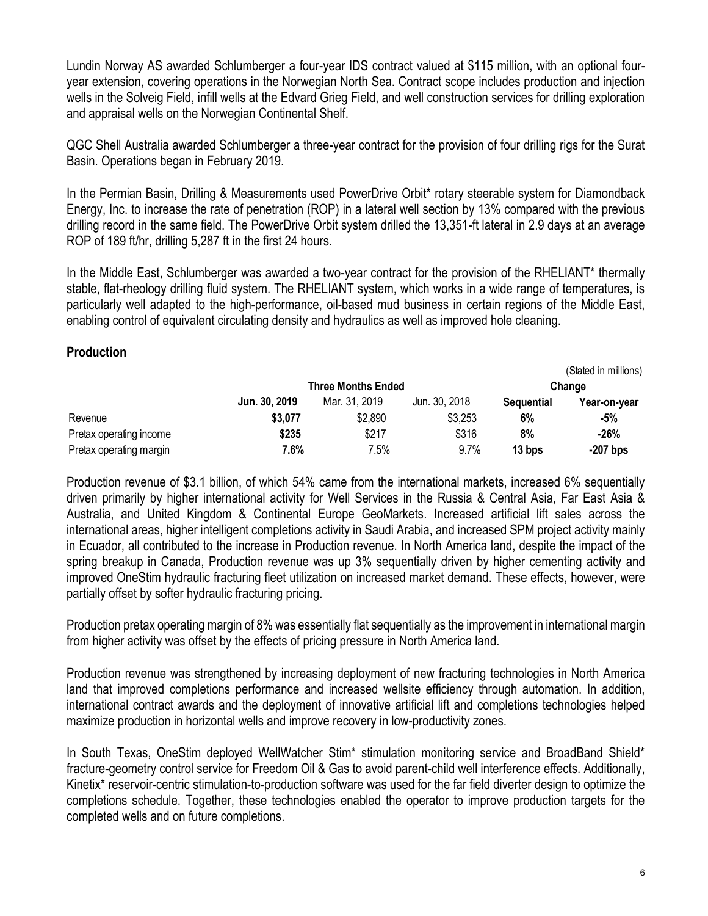Lundin Norway AS awarded Schlumberger a four-year IDS contract valued at $115 million, with an optional four-year extension, covering operations in the Norwegian North Sea. Contract scope includes production and injection wells in the Solveig Field, infill wells at the Edvard Grieg Field, and well construction services for drilling exploration and appraisal wells on the Norwegian Continental Shelf.

QGC Shell Australia awarded Schlumberger a three-year contract for the provision of four drilling rigs for the Surat Basin. Operations began in February 2019.

In the Permian Basin, Drilling & Measurements used PowerDrive Orbit* rotary steerable system for Diamondback Energy, Inc. to increase the rate of penetration (ROP) in a lateral well section by 13% compared with the previous drilling record in the same field. The PowerDrive Orbit system drilled the 13,351-ft lateral in 2.9 days at an average ROP of 189 ft/hr, drilling 5,287 ft in the first 24 hours.

In the Middle East, Schlumberger was awarded a two-year contract for the provision of the RHELIANT* thermally stable, flat-rheology drilling fluid system. The RHELIANT system, which works in a wide range of temperatures, is particularly well adapted to the high-performance, oil-based mud business in certain regions of the Middle East, enabling control of equivalent circulating density and hydraulics as well as improved hole cleaning.

## Production

(Stated in millions)

| | Three Months Ended | | | Change | |
|---|---|---|---|---|---|
| | **Jun. 30, 2019** | Mar. 31, 2019 | Jun. 30, 2018 | **Sequential** | **Year-on-year** |
| Revenue | **$3,077** | $2,890 | $3,253 | **6%** | **-5%** |
| Pretax operating income | **$235** | $217 | $316 | **8%** | **-26%** |
| Pretax operating margin | **7.6%** | 7.5% | 9.7% | **13 bps** | **-207 bps** |

Production revenue of $3.1 billion, of which 54% came from the international markets, increased 6% sequentially driven primarily by higher international activity for Well Services in the Russia & Central Asia, Far East Asia & Australia, and United Kingdom & Continental Europe GeoMarkets. Increased artificial lift sales across the international areas, higher intelligent completions activity in Saudi Arabia, and increased SPM project activity mainly in Ecuador, all contributed to the increase in Production revenue. In North America land, despite the impact of the spring breakup in Canada, Production revenue was up 3% sequentially driven by higher cementing activity and improved OneStim hydraulic fracturing fleet utilization on increased market demand. These effects, however, were partially offset by softer hydraulic fracturing pricing.

Production pretax operating margin of 8% was essentially flat sequentially as the improvement in international margin from higher activity was offset by the effects of pricing pressure in North America land.

Production revenue was strengthened by increasing deployment of new fracturing technologies in North America land that improved completions performance and increased wellsite efficiency through automation. In addition, international contract awards and the deployment of innovative artificial lift and completions technologies helped maximize production in horizontal wells and improve recovery in low-productivity zones.

In South Texas, OneStim deployed WellWatcher Stim* stimulation monitoring service and BroadBand Shield* fracture-geometry control service for Freedom Oil & Gas to avoid parent-child well interference effects. Additionally, Kinetix* reservoir-centric stimulation-to-production software was used for the far field diverter design to optimize the completions schedule. Together, these technologies enabled the operator to improve production targets for the completed wells and on future completions.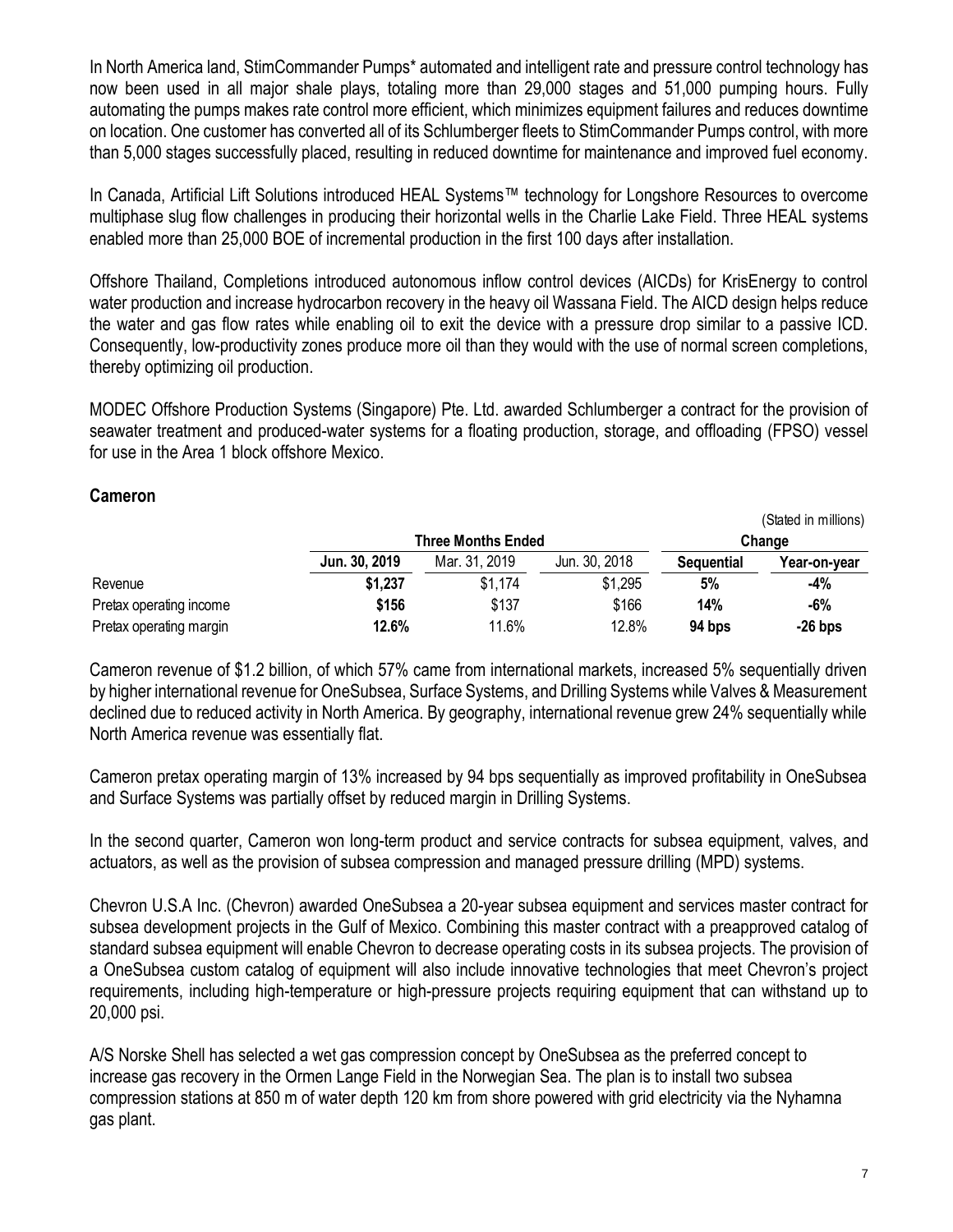In North America land, StimCommander Pumps* automated and intelligent rate and pressure control technology has now been used in all major shale plays, totaling more than 29,000 stages and 51,000 pumping hours. Fully automating the pumps makes rate control more efficient, which minimizes equipment failures and reduces downtime on location. One customer has converted all of its Schlumberger fleets to StimCommander Pumps control, with more than 5,000 stages successfully placed, resulting in reduced downtime for maintenance and improved fuel economy.

In Canada, Artificial Lift Solutions introduced HEAL Systems™ technology for Longshore Resources to overcome multiphase slug flow challenges in producing their horizontal wells in the Charlie Lake Field. Three HEAL systems enabled more than 25,000 BOE of incremental production in the first 100 days after installation.

Offshore Thailand, Completions introduced autonomous inflow control devices (AICDs) for KrisEnergy to control water production and increase hydrocarbon recovery in the heavy oil Wassana Field. The AICD design helps reduce the water and gas flow rates while enabling oil to exit the device with a pressure drop similar to a passive ICD. Consequently, low-productivity zones produce more oil than they would with the use of normal screen completions, thereby optimizing oil production.

MODEC Offshore Production Systems (Singapore) Pte. Ltd. awarded Schlumberger a contract for the provision of seawater treatment and produced-water systems for a floating production, storage, and offloading (FPSO) vessel for use in the Area 1 block offshore Mexico.

## Cameron

(Stated in millions)

| | Three Months Ended | | | Change | |
|---|---|---|---|---|---|
| | **Jun. 30, 2019** | Mar. 31, 2019 | Jun. 30, 2018 | **Sequential** | **Year-on-year** |
| Revenue | **$1,237** | $1,174 | $1,295 | **5%** | **-4%** |
| Pretax operating income | **$156** | $137 | $166 | **14%** | **-6%** |
| Pretax operating margin | **12.6%** | 11.6% | 12.8% | **94 bps** | **-26 bps** |

Cameron revenue of $1.2 billion, of which 57% came from international markets, increased 5% sequentially driven by higher international revenue for OneSubsea, Surface Systems, and Drilling Systems while Valves & Measurement declined due to reduced activity in North America. By geography, international revenue grew 24% sequentially while North America revenue was essentially flat.

Cameron pretax operating margin of 13% increased by 94 bps sequentially as improved profitability in OneSubsea and Surface Systems was partially offset by reduced margin in Drilling Systems.

In the second quarter, Cameron won long-term product and service contracts for subsea equipment, valves, and actuators, as well as the provision of subsea compression and managed pressure drilling (MPD) systems.

Chevron U.S.A Inc. (Chevron) awarded OneSubsea a 20-year subsea equipment and services master contract for subsea development projects in the Gulf of Mexico. Combining this master contract with a preapproved catalog of standard subsea equipment will enable Chevron to decrease operating costs in its subsea projects. The provision of a OneSubsea custom catalog of equipment will also include innovative technologies that meet Chevron's project requirements, including high-temperature or high-pressure projects requiring equipment that can withstand up to 20,000 psi.

A/S Norske Shell has selected a wet gas compression concept by OneSubsea as the preferred concept to increase gas recovery in the Ormen Lange Field in the Norwegian Sea. The plan is to install two subsea compression stations at 850 m of water depth 120 km from shore powered with grid electricity via the Nyhamna gas plant.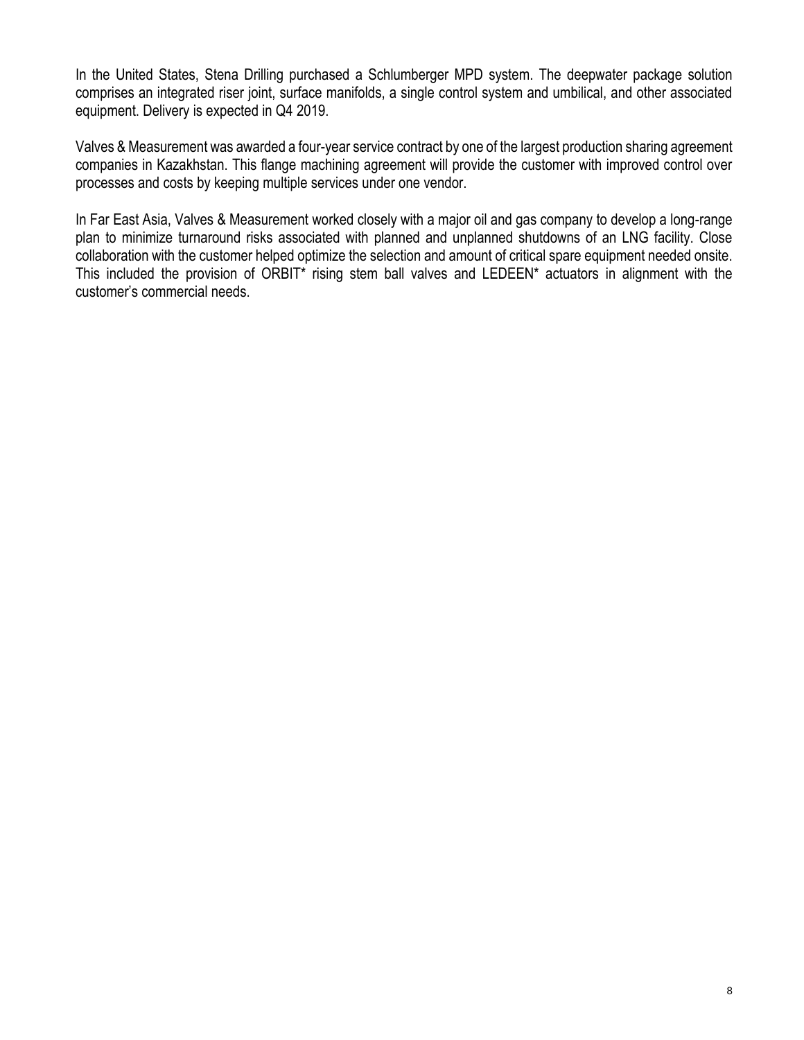In the United States, Stena Drilling purchased a Schlumberger MPD system. The deepwater package solution comprises an integrated riser joint, surface manifolds, a single control system and umbilical, and other associated equipment. Delivery is expected in Q4 2019.

Valves & Measurement was awarded a four-year service contract by one of the largest production sharing agreement companies in Kazakhstan. This flange machining agreement will provide the customer with improved control over processes and costs by keeping multiple services under one vendor.

In Far East Asia, Valves & Measurement worked closely with a major oil and gas company to develop a long-range plan to minimize turnaround risks associated with planned and unplanned shutdowns of an LNG facility. Close collaboration with the customer helped optimize the selection and amount of critical spare equipment needed onsite. This included the provision of ORBIT* rising stem ball valves and LEDEEN* actuators in alignment with the customer's commercial needs.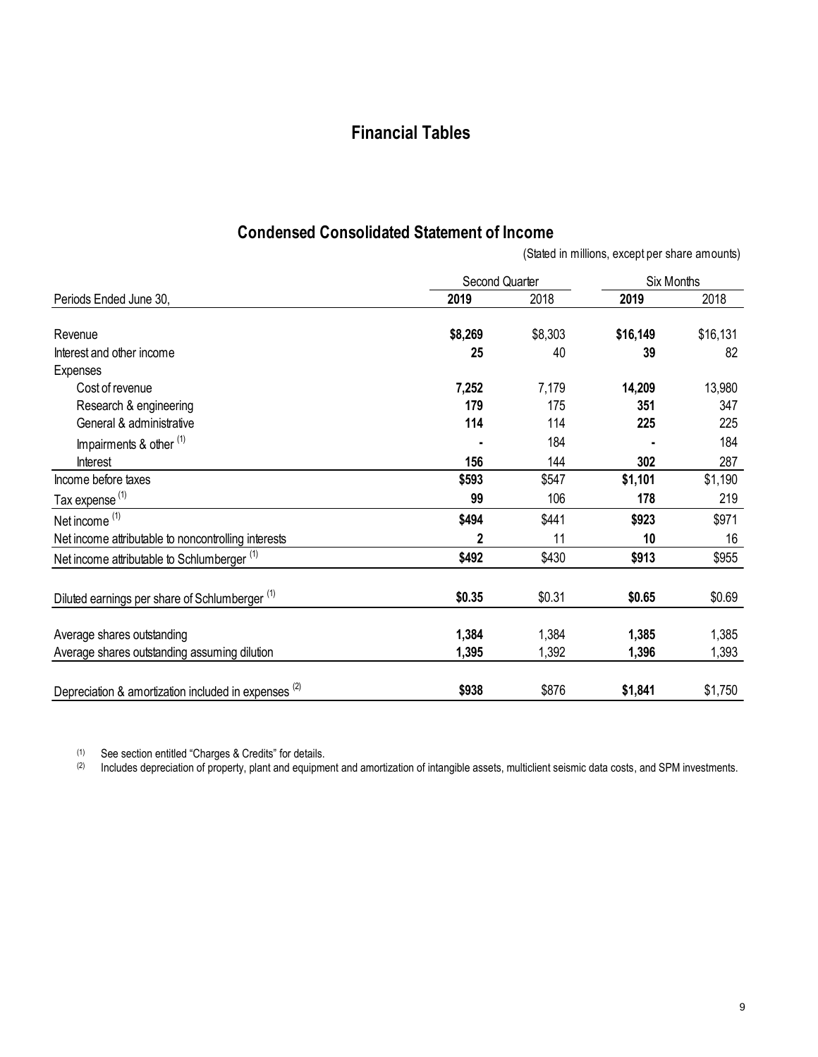# Financial Tables

## Condensed Consolidated Statement of Income

(Stated in millions, except per share amounts)

| | Second Quarter | | Six Months | |
|---|---|---|---|---|
| Periods Ended June 30, | **2019** | 2018 | **2019** | 2018 |
| Revenue | **$8,269** | $8,303 | **$16,149** | $16,131 |
| Interest and other income | **25** | 40 | **39** | 82 |
| Expenses | | | | |
| Cost of revenue | **7,252** | 7,179 | **14,209** | 13,980 |
| Research & engineering | **179** | 175 | **351** | 347 |
| General & administrative | **114** | 114 | **225** | 225 |
| Impairments & other [1] | **-** | 184 | **-** | 184 |
| Interest | **156** | 144 | **302** | 287 |
| Income before taxes | **$593** | $547 | **$1,101** | $1,190 |
| Tax expense [1] | **99** | 106 | **178** | 219 |
| Net income [1] | **$494** | $441 | **$923** | $971 |
| Net income attributable to noncontrolling interests | **2** | 11 | **10** | 16 |
| Net income attributable to Schlumberger [1] | **$492** | $430 | **$913** | $955 |
| Diluted earnings per share of Schlumberger [1] | **$0.35** | $0.31 | **$0.65** | $0.69 |
| Average shares outstanding | **1,384** | 1,384 | **1,385** | 1,385 |
| Average shares outstanding assuming dilution | **1,395** | 1,392 | **1,396** | 1,393 |
| Depreciation & amortization included in expenses [2] | **$938** | $876 | **$1,841** | $1,750 |

(1) See section entitled "Charges & Credits" for details.

(2) Includes depreciation of property, plant and equipment and amortization of intangible assets, multiclient seismic data costs, and SPM investments.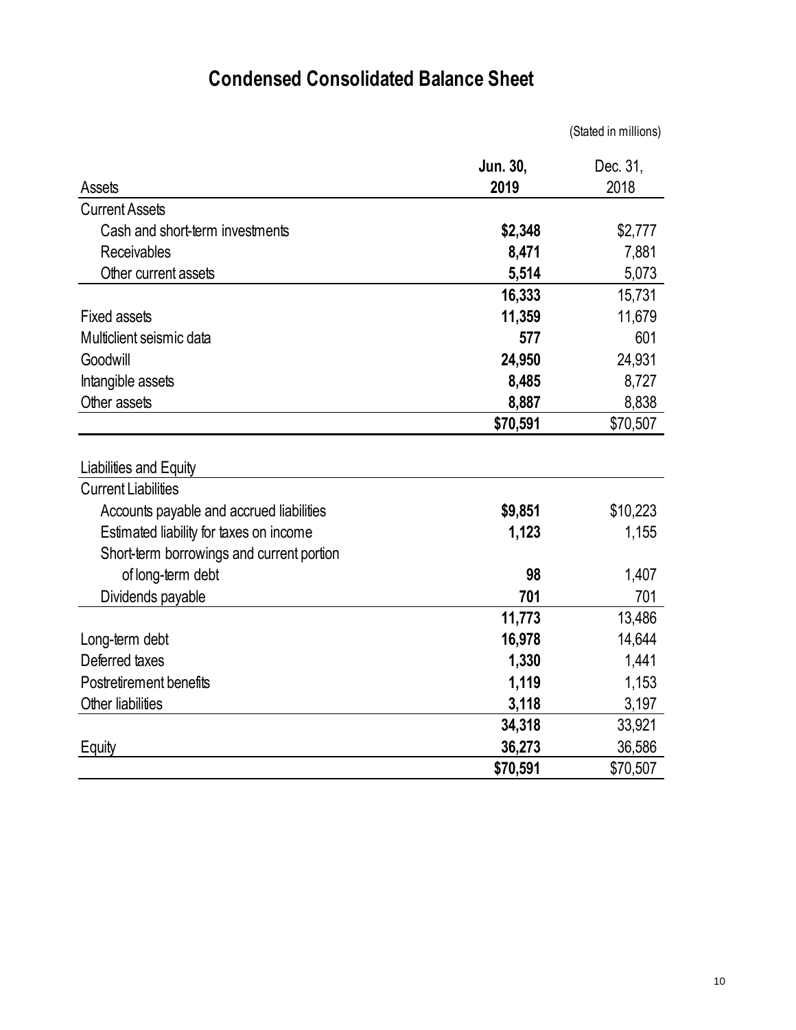# Condensed Consolidated Balance Sheet

(Stated in millions)

| Assets | Jun. 30, 2019 | Dec. 31, 2018 |
|---|---|---|
| **Current Assets** | | |
| Cash and short-term investments | **$2,348** | $2,777 |
| Receivables | **8,471** | 7,881 |
| Other current assets | **5,514** | 5,073 |
| | **16,333** | 15,731 |
| Fixed assets | **11,359** | 11,679 |
| Multiclient seismic data | **577** | 601 |
| Goodwill | **24,950** | 24,931 |
| Intangible assets | **8,485** | 8,727 |
| Other assets | **8,887** | 8,838 |
| | **$70,591** | $70,507 |
| | | |
| **Liabilities and Equity** | | |
| **Current Liabilities** | | |
| Accounts payable and accrued liabilities | **$9,851** | $10,223 |
| Estimated liability for taxes on income | **1,123** | 1,155 |
| Short-term borrowings and current portion of long-term debt | **98** | 1,407 |
| Dividends payable | **701** | 701 |
| | **11,773** | 13,486 |
| Long-term debt | **16,978** | 14,644 |
| Deferred taxes | **1,330** | 1,441 |
| Postretirement benefits | **1,119** | 1,153 |
| Other liabilities | **3,118** | 3,197 |
| | **34,318** | 33,921 |
| Equity | **36,273** | 36,586 |
| | **$70,591** | $70,507 |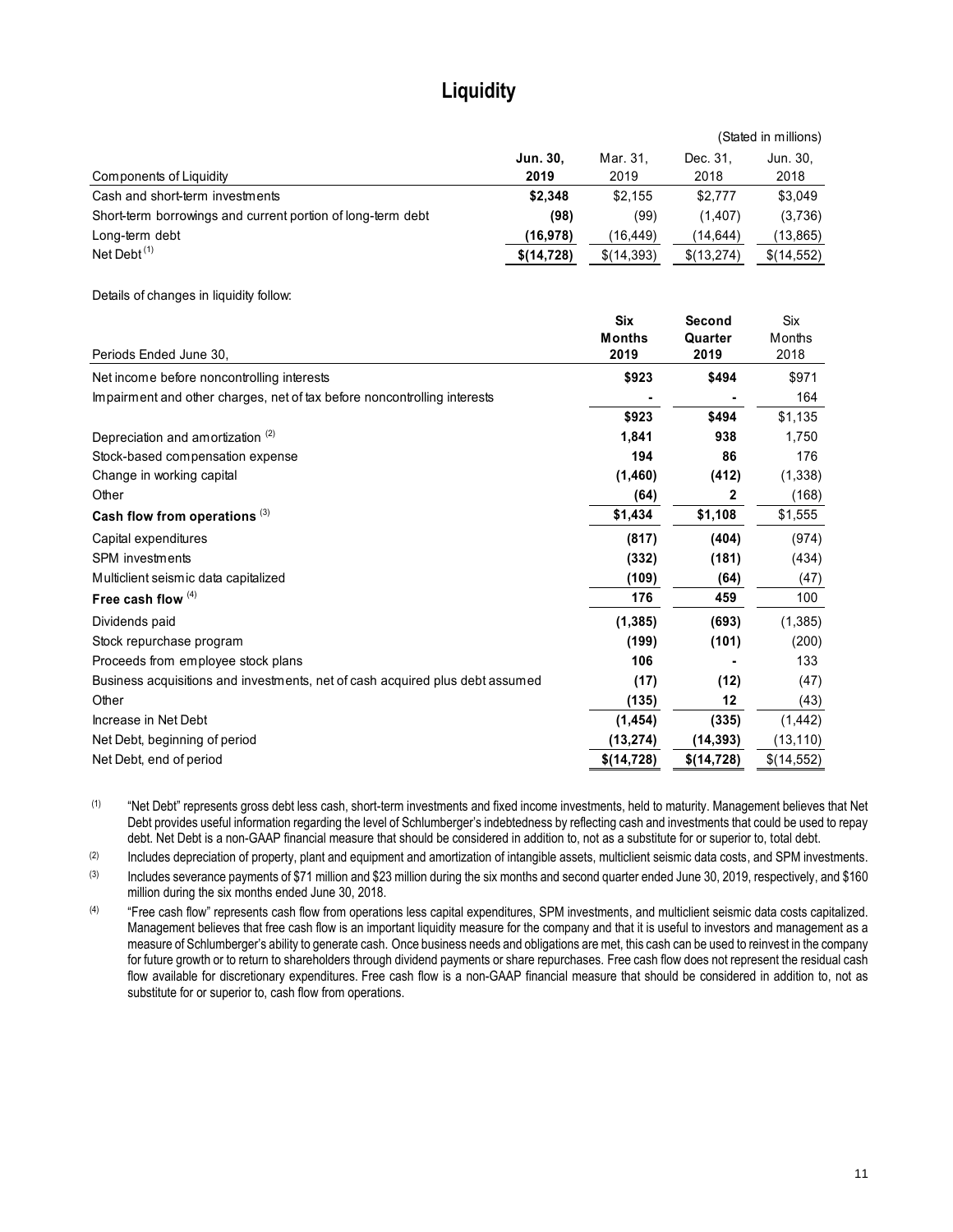# Liquidity

(Stated in millions)

| Components of Liquidity | **Jun. 30, 2019** | Mar. 31, 2019 | Dec. 31, 2018 | Jun. 30, 2018 |
|---|---|---|---|---|
| Cash and short-term investments | **$2,348** | $2,155 | $2,777 | $3,049 |
| Short-term borrowings and current portion of long-term debt | **(98)** | (99) | (1,407) | (3,736) |
| Long-term debt | **(16,978)** | (16,449) | (14,644) | (13,865) |
| Net Debt [(1)] | **$(14,728)** | $(14,393) | $(13,274) | $(14,552) |

Details of changes in liquidity follow:

| Periods Ended June 30, | **Six Months 2019** | **Second Quarter 2019** | Six Months 2018 |
|---|---|---|---|
| Net income before noncontrolling interests | **$923** | **$494** | $971 |
| Impairment and other charges, net of tax before noncontrolling interests | **-** | **-** | 164 |
| | **$923** | **$494** | $1,135 |
| Depreciation and amortization [(2)] | **1,841** | **938** | 1,750 |
| Stock-based compensation expense | **194** | **86** | 176 |
| Change in working capital | **(1,460)** | **(412)** | (1,338) |
| Other | **(64)** | **2** | (168) |
| **Cash flow from operations** [(3)] | **$1,434** | **$1,108** | $1,555 |
| Capital expenditures | **(817)** | **(404)** | (974) |
| SPM investments | **(332)** | **(181)** | (434) |
| Multiclient seismic data capitalized | **(109)** | **(64)** | (47) |
| **Free cash flow** [(4)] | **176** | **459** | 100 |
| Dividends paid | **(1,385)** | **(693)** | (1,385) |
| Stock repurchase program | **(199)** | **(101)** | (200) |
| Proceeds from employee stock plans | **106** | **-** | 133 |
| Business acquisitions and investments, net of cash acquired plus debt assumed | **(17)** | **(12)** | (47) |
| Other | **(135)** | **12** | (43) |
| Increase in Net Debt | **(1,454)** | **(335)** | (1,442) |
| Net Debt, beginning of period | **(13,274)** | **(14,393)** | (13,110) |
| Net Debt, end of period | **$(14,728)** | **$(14,728)** | $(14,552) |

(1) "Net Debt" represents gross debt less cash, short-term investments and fixed income investments, held to maturity. Management believes that Net Debt provides useful information regarding the level of Schlumberger's indebtedness by reflecting cash and investments that could be used to repay debt. Net Debt is a non-GAAP financial measure that should be considered in addition to, not as a substitute for or superior to, total debt.

(2) Includes depreciation of property, plant and equipment and amortization of intangible assets, multiclient seismic data costs, and SPM investments.

(3) Includes severance payments of $71 million and $23 million during the six months and second quarter ended June 30, 2019, respectively, and $160 million during the six months ended June 30, 2018.

(4) "Free cash flow" represents cash flow from operations less capital expenditures, SPM investments, and multiclient seismic data costs capitalized. Management believes that free cash flow is an important liquidity measure for the company and that it is useful to investors and management as a measure of Schlumberger's ability to generate cash. Once business needs and obligations are met, this cash can be used to reinvest in the company for future growth or to return to shareholders through dividend payments or share repurchases. Free cash flow does not represent the residual cash flow available for discretionary expenditures. Free cash flow is a non-GAAP financial measure that should be considered in addition to, not as substitute for or superior to, cash flow from operations.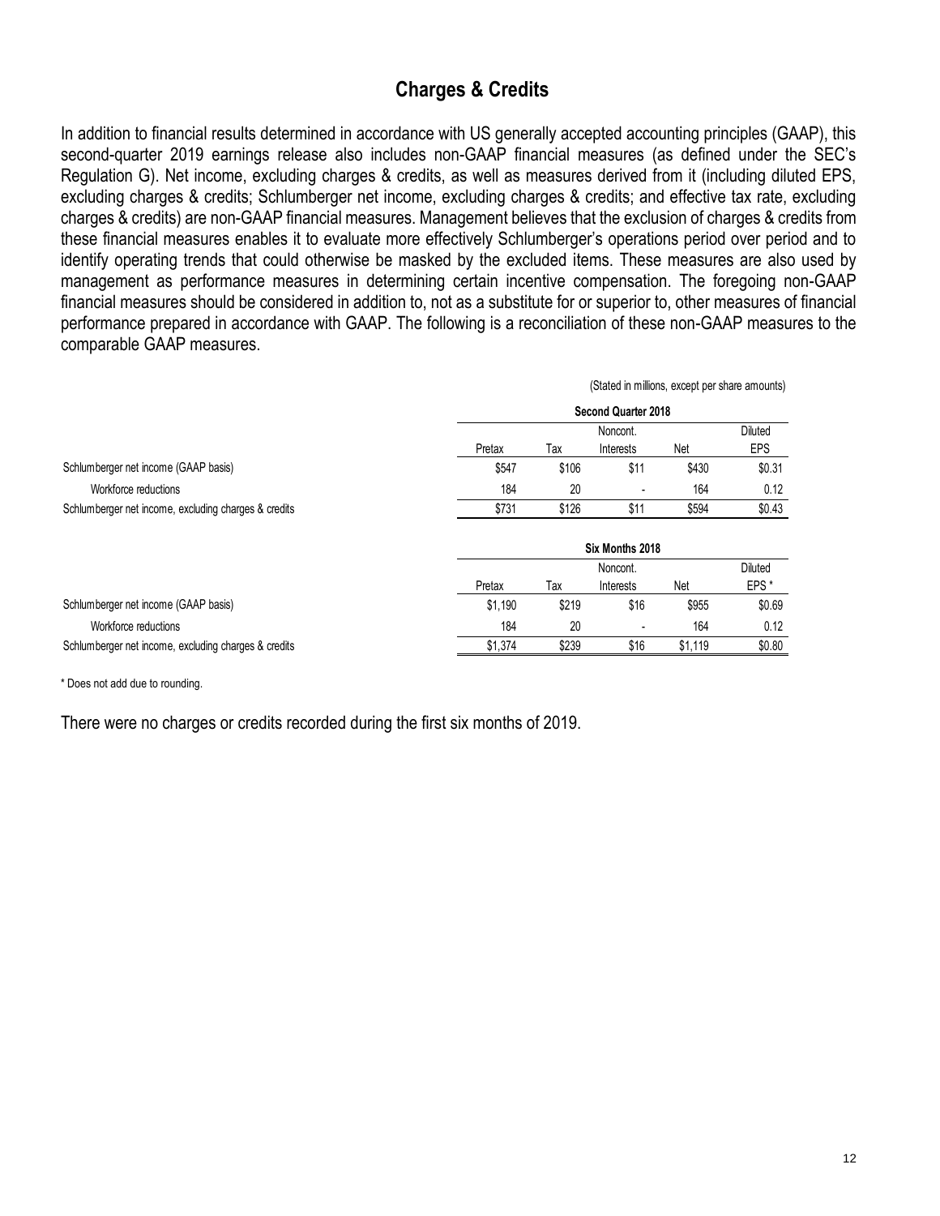## Charges & Credits

In addition to financial results determined in accordance with US generally accepted accounting principles (GAAP), this second-quarter 2019 earnings release also includes non-GAAP financial measures (as defined under the SEC's Regulation G). Net income, excluding charges & credits, as well as measures derived from it (including diluted EPS, excluding charges & credits; Schlumberger net income, excluding charges & credits; and effective tax rate, excluding charges & credits) are non-GAAP financial measures. Management believes that the exclusion of charges & credits from these financial measures enables it to evaluate more effectively Schlumberger's operations period over period and to identify operating trends that could otherwise be masked by the excluded items. These measures are also used by management as performance measures in determining certain incentive compensation. The foregoing non-GAAP financial measures should be considered in addition to, not as a substitute for or superior to, other measures of financial performance prepared in accordance with GAAP. The following is a reconciliation of these non-GAAP measures to the comparable GAAP measures.

(Stated in millions, except per share amounts)

| | Second Quarter 2018 | | | | |
|---|---|---|---|---|---|
| | Pretax | Tax | Noncont. Interests | Net | Diluted EPS |
| Schlumberger net income (GAAP basis) | $547 | $106 | $11 | $430 | $0.31 |
| Workforce reductions | 184 | 20 | - | 164 | 0.12 |
| Schlumberger net income, excluding charges & credits | $731 | $126 | $11 | $594 | $0.43 |

| | Six Months 2018 | | | | |
|---|---|---|---|---|---|
| | Pretax | Tax | Noncont. Interests | Net | Diluted EPS * |
| Schlumberger net income (GAAP basis) | $1,190 | $219 | $16 | $955 | $0.69 |
| Workforce reductions | 184 | 20 | - | 164 | 0.12 |
| Schlumberger net income, excluding charges & credits | $1,374 | $239 | $16 | $1,119 | $0.80 |

* Does not add due to rounding.

There were no charges or credits recorded during the first six months of 2019.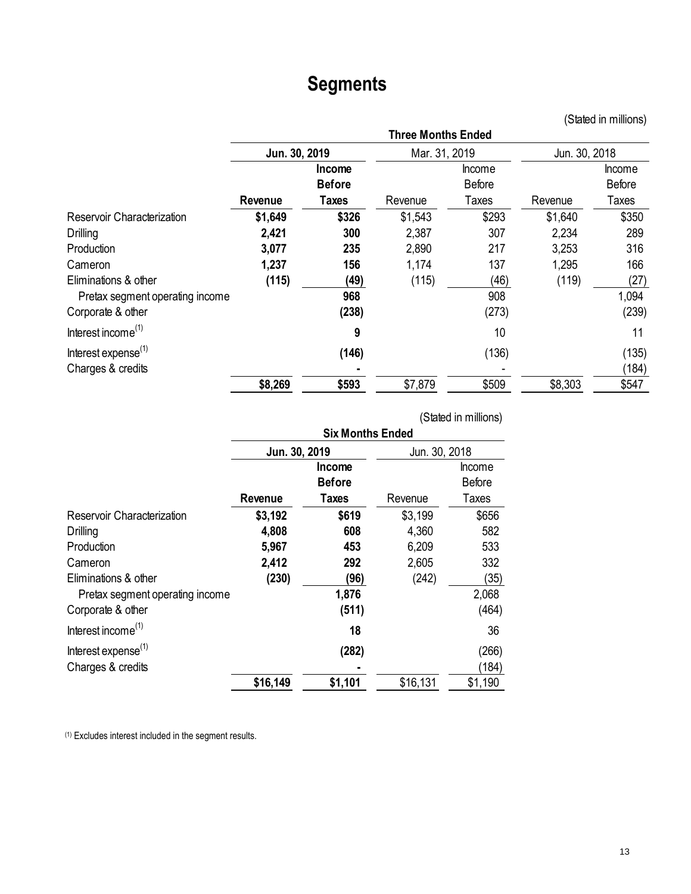# Segments

(Stated in millions)

| | Three Months Ended | | | | | |
|---|---|---|---|---|---|---|
| | **Jun. 30, 2019** | | Mar. 31, 2019 | | Jun. 30, 2018 | |
| | **Revenue** | **Income Before Taxes** | Revenue | Income Before Taxes | Revenue | Income Before Taxes |
| Reservoir Characterization | **$1,649** | **$326** | $1,543 | $293 | $1,640 | $350 |
| Drilling | **2,421** | **300** | 2,387 | 307 | 2,234 | 289 |
| Production | **3,077** | **235** | 2,890 | 217 | 3,253 | 316 |
| Cameron | **1,237** | **156** | 1,174 | 137 | 1,295 | 166 |
| Eliminations & other | **(115)** | **(49)** | (115) | (46) | (119) | (27) |
| Pretax segment operating income | | **968** | | 908 | | 1,094 |
| Corporate & other | | **(238)** | | (273) | | (239) |
| Interest income[(1)] | | **9** | | 10 | | 11 |
| Interest expense[(1)] | | **(146)** | | (136) | | (135) |
| Charges & credits | | **-** | | - | | (184) |
| | **$8,269** | **$593** | $7,879 | $509 | $8,303 | $547 |

(Stated in millions)

| | Six Months Ended | | | |
|---|---|---|---|---|
| | **Jun. 30, 2019** | | Jun. 30, 2018 | |
| | **Revenue** | **Income Before Taxes** | Revenue | Income Before Taxes |
| Reservoir Characterization | **$3,192** | **$619** | $3,199 | $656 |
| Drilling | **4,808** | **608** | 4,360 | 582 |
| Production | **5,967** | **453** | 6,209 | 533 |
| Cameron | **2,412** | **292** | 2,605 | 332 |
| Eliminations & other | **(230)** | **(96)** | (242) | (35) |
| Pretax segment operating income | | **1,876** | | 2,068 |
| Corporate & other | | **(511)** | | (464) |
| Interest income[(1)] | | **18** | | 36 |
| Interest expense[(1)] | | **(282)** | | (266) |
| Charges & credits | | **-** | | (184) |
| | **$16,149** | **$1,101** | $16,131 | $1,190 |

(1) Excludes interest included in the segment results.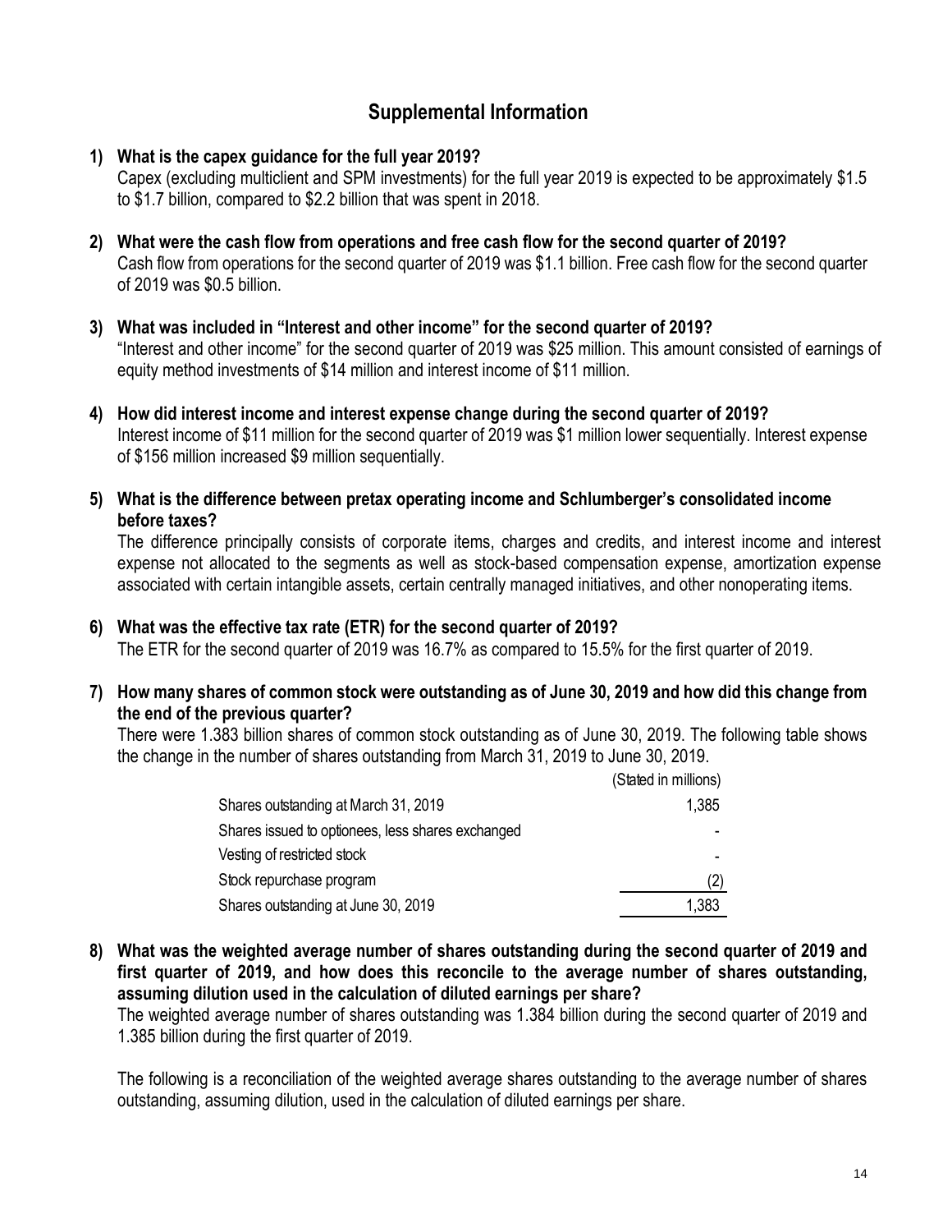# Supplemental Information

**1) What is the capex guidance for the full year 2019?**

Capex (excluding multiclient and SPM investments) for the full year 2019 is expected to be approximately \$1.5 to \$1.7 billion, compared to \$2.2 billion that was spent in 2018.

**2) What were the cash flow from operations and free cash flow for the second quarter of 2019?**

Cash flow from operations for the second quarter of 2019 was \$1.1 billion. Free cash flow for the second quarter of 2019 was \$0.5 billion.

**3) What was included in "Interest and other income" for the second quarter of 2019?**

"Interest and other income" for the second quarter of 2019 was \$25 million. This amount consisted of earnings of equity method investments of \$14 million and interest income of \$11 million.

**4) How did interest income and interest expense change during the second quarter of 2019?**

Interest income of \$11 million for the second quarter of 2019 was \$1 million lower sequentially. Interest expense of \$156 million increased \$9 million sequentially.

**5) What is the difference between pretax operating income and Schlumberger's consolidated income before taxes?**

The difference principally consists of corporate items, charges and credits, and interest income and interest expense not allocated to the segments as well as stock-based compensation expense, amortization expense associated with certain intangible assets, certain centrally managed initiatives, and other nonoperating items.

**6) What was the effective tax rate (ETR) for the second quarter of 2019?**

The ETR for the second quarter of 2019 was 16.7% as compared to 15.5% for the first quarter of 2019.

**7) How many shares of common stock were outstanding as of June 30, 2019 and how did this change from the end of the previous quarter?**

There were 1.383 billion shares of common stock outstanding as of June 30, 2019. The following table shows the change in the number of shares outstanding from March 31, 2019 to June 30, 2019.

| | (Stated in millions) |
|---|---|
| Shares outstanding at March 31, 2019 | 1,385 |
| Shares issued to optionees, less shares exchanged | - |
| Vesting of restricted stock | - |
| Stock repurchase program | (2) |
| Shares outstanding at June 30, 2019 | 1,383 |

**8) What was the weighted average number of shares outstanding during the second quarter of 2019 and first quarter of 2019, and how does this reconcile to the average number of shares outstanding, assuming dilution used in the calculation of diluted earnings per share?**

The weighted average number of shares outstanding was 1.384 billion during the second quarter of 2019 and 1.385 billion during the first quarter of 2019.

The following is a reconciliation of the weighted average shares outstanding to the average number of shares outstanding, assuming dilution, used in the calculation of diluted earnings per share.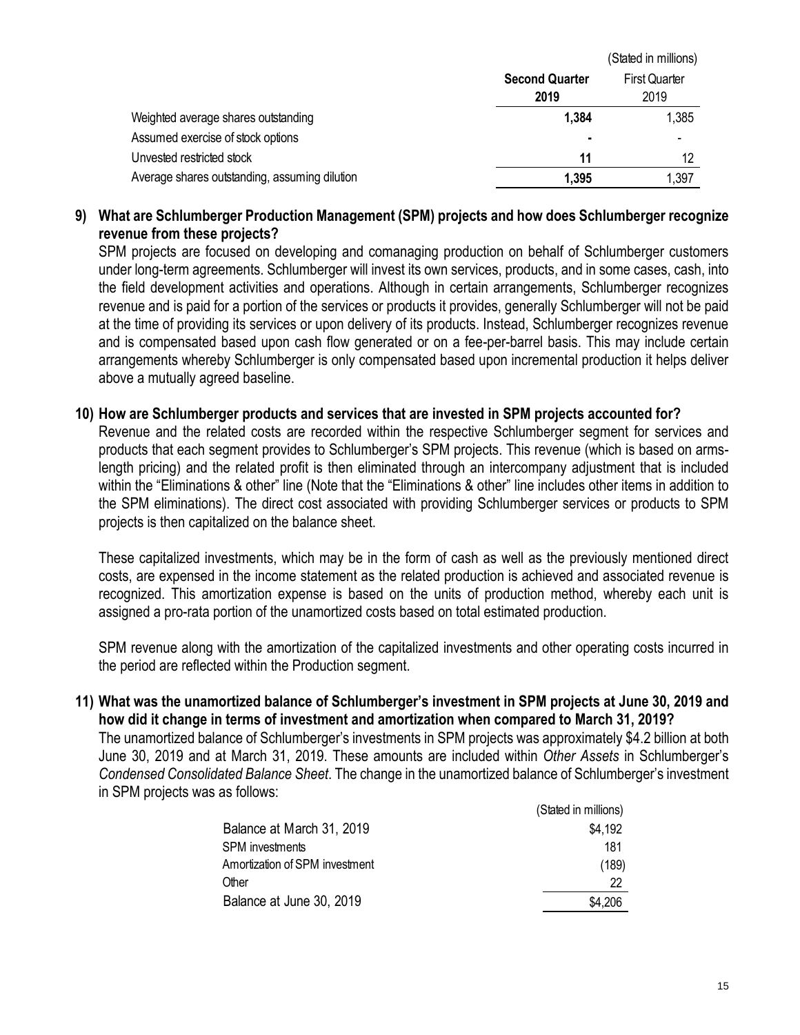| | (Stated in millions) | |
|---|---|---|
| | **Second Quarter 2019** | First Quarter 2019 |
| Weighted average shares outstanding | **1,384** | 1,385 |
| Assumed exercise of stock options | **-** | - |
| Unvested restricted stock | **11** | 12 |
| Average shares outstanding, assuming dilution | **1,395** | 1,397 |

**9) What are Schlumberger Production Management (SPM) projects and how does Schlumberger recognize revenue from these projects?**

SPM projects are focused on developing and comanaging production on behalf of Schlumberger customers under long-term agreements. Schlumberger will invest its own services, products, and in some cases, cash, into the field development activities and operations. Although in certain arrangements, Schlumberger recognizes revenue and is paid for a portion of the services or products it provides, generally Schlumberger will not be paid at the time of providing its services or upon delivery of its products. Instead, Schlumberger recognizes revenue and is compensated based upon cash flow generated or on a fee-per-barrel basis. This may include certain arrangements whereby Schlumberger is only compensated based upon incremental production it helps deliver above a mutually agreed baseline.

**10) How are Schlumberger products and services that are invested in SPM projects accounted for?**

Revenue and the related costs are recorded within the respective Schlumberger segment for services and products that each segment provides to Schlumberger's SPM projects. This revenue (which is based on arms-length pricing) and the related profit is then eliminated through an intercompany adjustment that is included within the "Eliminations & other" line (Note that the "Eliminations & other" line includes other items in addition to the SPM eliminations). The direct cost associated with providing Schlumberger services or products to SPM projects is then capitalized on the balance sheet.

These capitalized investments, which may be in the form of cash as well as the previously mentioned direct costs, are expensed in the income statement as the related production is achieved and associated revenue is recognized. This amortization expense is based on the units of production method, whereby each unit is assigned a pro-rata portion of the unamortized costs based on total estimated production.

SPM revenue along with the amortization of the capitalized investments and other operating costs incurred in the period are reflected within the Production segment.

**11) What was the unamortized balance of Schlumberger's investment in SPM projects at June 30, 2019 and how did it change in terms of investment and amortization when compared to March 31, 2019?**

The unamortized balance of Schlumberger's investments in SPM projects was approximately $4.2 billion at both June 30, 2019 and at March 31, 2019. These amounts are included within *Other Assets* in Schlumberger's *Condensed Consolidated Balance Sheet*. The change in the unamortized balance of Schlumberger's investment in SPM projects was as follows:

| | (Stated in millions) |
|---|---|
| Balance at March 31, 2019 | $4,192 |
| SPM investments | 181 |
| Amortization of SPM investment | (189) |
| Other | 22 |
| Balance at June 30, 2019 | $4,206 |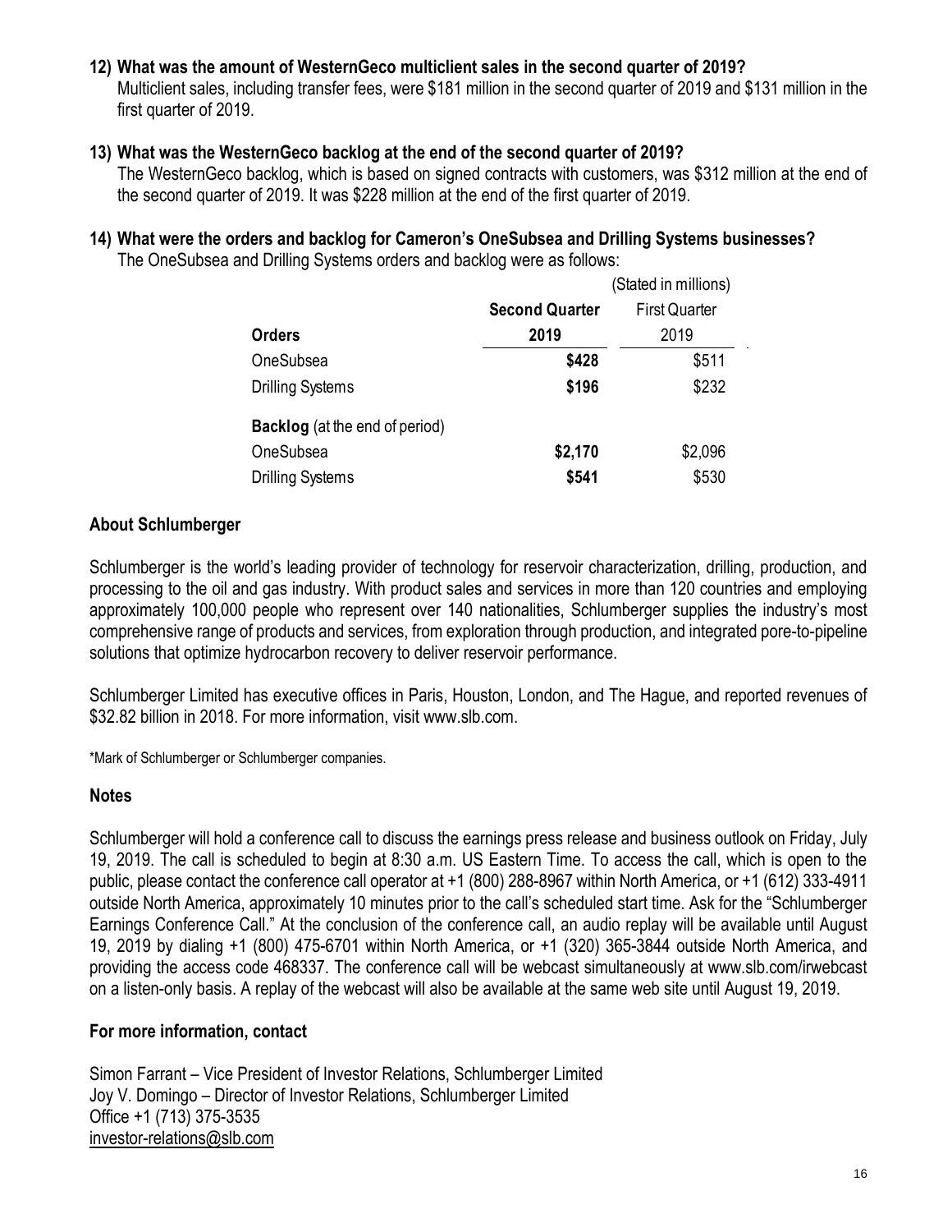**12) What was the amount of WesternGeco multiclient sales in the second quarter of 2019?**

Multiclient sales, including transfer fees, were $181 million in the second quarter of 2019 and $131 million in the first quarter of 2019.

**13) What was the WesternGeco backlog at the end of the second quarter of 2019?**

The WesternGeco backlog, which is based on signed contracts with customers, was $312 million at the end of the second quarter of 2019. It was $228 million at the end of the first quarter of 2019.

**14) What were the orders and backlog for Cameron's OneSubsea and Drilling Systems businesses?**

The OneSubsea and Drilling Systems orders and backlog were as follows:

| | | (Stated in millions) |
|---|---|---|
| | **Second Quarter** | First Quarter |
| **Orders** | **2019** | 2019 |
| OneSubsea | **$428** | $511 |
| Drilling Systems | **$196** | $232 |
| **Backlog** (at the end of period) | | |
| OneSubsea | **$2,170** | $2,096 |
| Drilling Systems | **$541** | $530 |

## About Schlumberger

Schlumberger is the world's leading provider of technology for reservoir characterization, drilling, production, and processing to the oil and gas industry. With product sales and services in more than 120 countries and employing approximately 100,000 people who represent over 140 nationalities, Schlumberger supplies the industry's most comprehensive range of products and services, from exploration through production, and integrated pore-to-pipeline solutions that optimize hydrocarbon recovery to deliver reservoir performance.

Schlumberger Limited has executive offices in Paris, Houston, London, and The Hague, and reported revenues of $32.82 billion in 2018. For more information, visit www.slb.com.

*Mark of Schlumberger or Schlumberger companies.

## Notes

Schlumberger will hold a conference call to discuss the earnings press release and business outlook on Friday, July 19, 2019. The call is scheduled to begin at 8:30 a.m. US Eastern Time. To access the call, which is open to the public, please contact the conference call operator at +1 (800) 288-8967 within North America, or +1 (612) 333-4911 outside North America, approximately 10 minutes prior to the call's scheduled start time. Ask for the "Schlumberger Earnings Conference Call." At the conclusion of the conference call, an audio replay will be available until August 19, 2019 by dialing +1 (800) 475-6701 within North America, or +1 (320) 365-3844 outside North America, and providing the access code 468337. The conference call will be webcast simultaneously at www.slb.com/irwebcast on a listen-only basis. A replay of the webcast will also be available at the same web site until August 19, 2019.

## For more information, contact

Simon Farrant – Vice President of Investor Relations, Schlumberger Limited
Joy V. Domingo – Director of Investor Relations, Schlumberger Limited
Office +1 (713) 375-3535
investor-relations@slb.com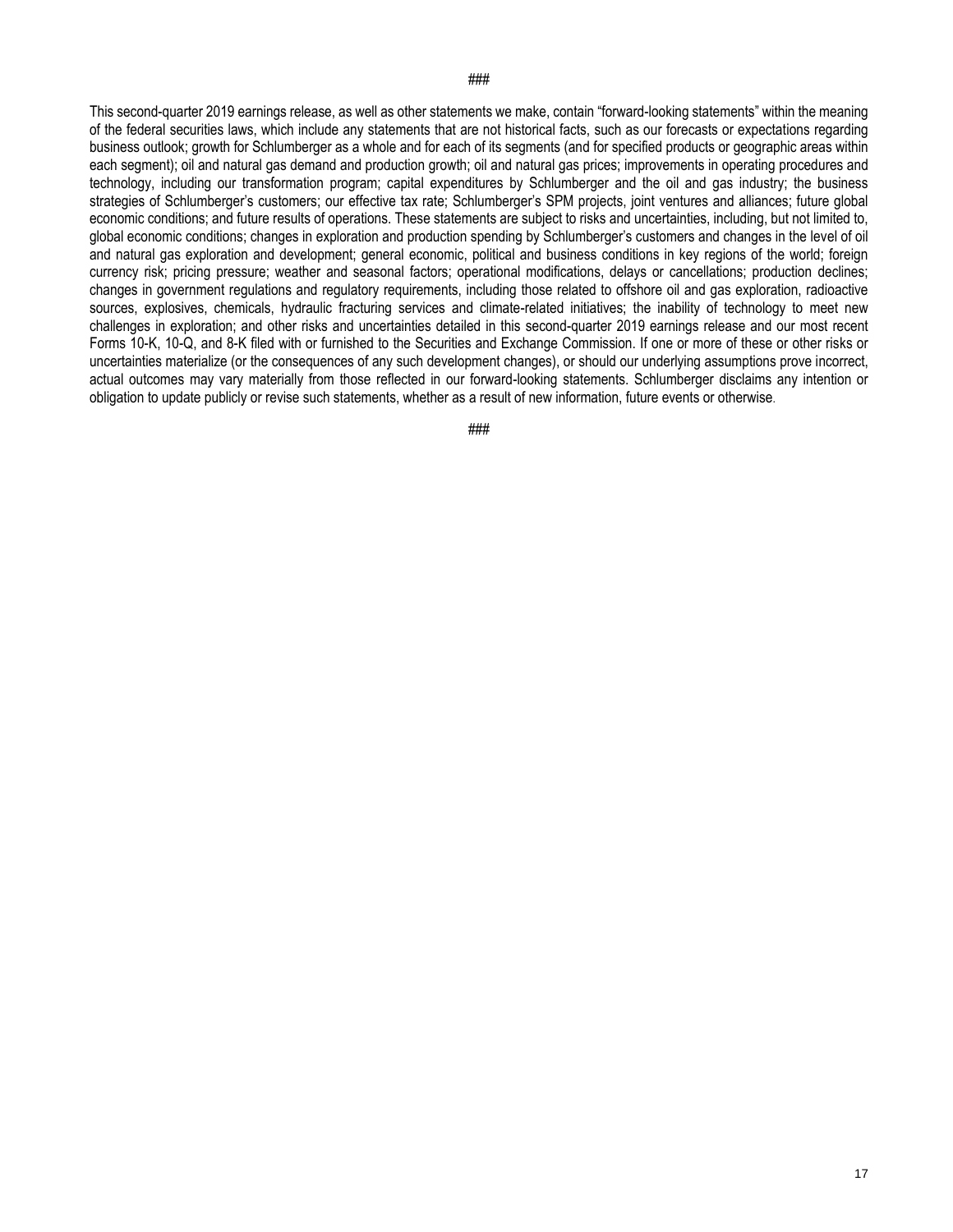###

This second-quarter 2019 earnings release, as well as other statements we make, contain "forward-looking statements" within the meaning of the federal securities laws, which include any statements that are not historical facts, such as our forecasts or expectations regarding business outlook; growth for Schlumberger as a whole and for each of its segments (and for specified products or geographic areas within each segment); oil and natural gas demand and production growth; oil and natural gas prices; improvements in operating procedures and technology, including our transformation program; capital expenditures by Schlumberger and the oil and gas industry; the business strategies of Schlumberger's customers; our effective tax rate; Schlumberger's SPM projects, joint ventures and alliances; future global economic conditions; and future results of operations. These statements are subject to risks and uncertainties, including, but not limited to, global economic conditions; changes in exploration and production spending by Schlumberger's customers and changes in the level of oil and natural gas exploration and development; general economic, political and business conditions in key regions of the world; foreign currency risk; pricing pressure; weather and seasonal factors; operational modifications, delays or cancellations; production declines; changes in government regulations and regulatory requirements, including those related to offshore oil and gas exploration, radioactive sources, explosives, chemicals, hydraulic fracturing services and climate-related initiatives; the inability of technology to meet new challenges in exploration; and other risks and uncertainties detailed in this second-quarter 2019 earnings release and our most recent Forms 10-K, 10-Q, and 8-K filed with or furnished to the Securities and Exchange Commission. If one or more of these or other risks or uncertainties materialize (or the consequences of any such development changes), or should our underlying assumptions prove incorrect, actual outcomes may vary materially from those reflected in our forward-looking statements. Schlumberger disclaims any intention or obligation to update publicly or revise such statements, whether as a result of new information, future events or otherwise.

###